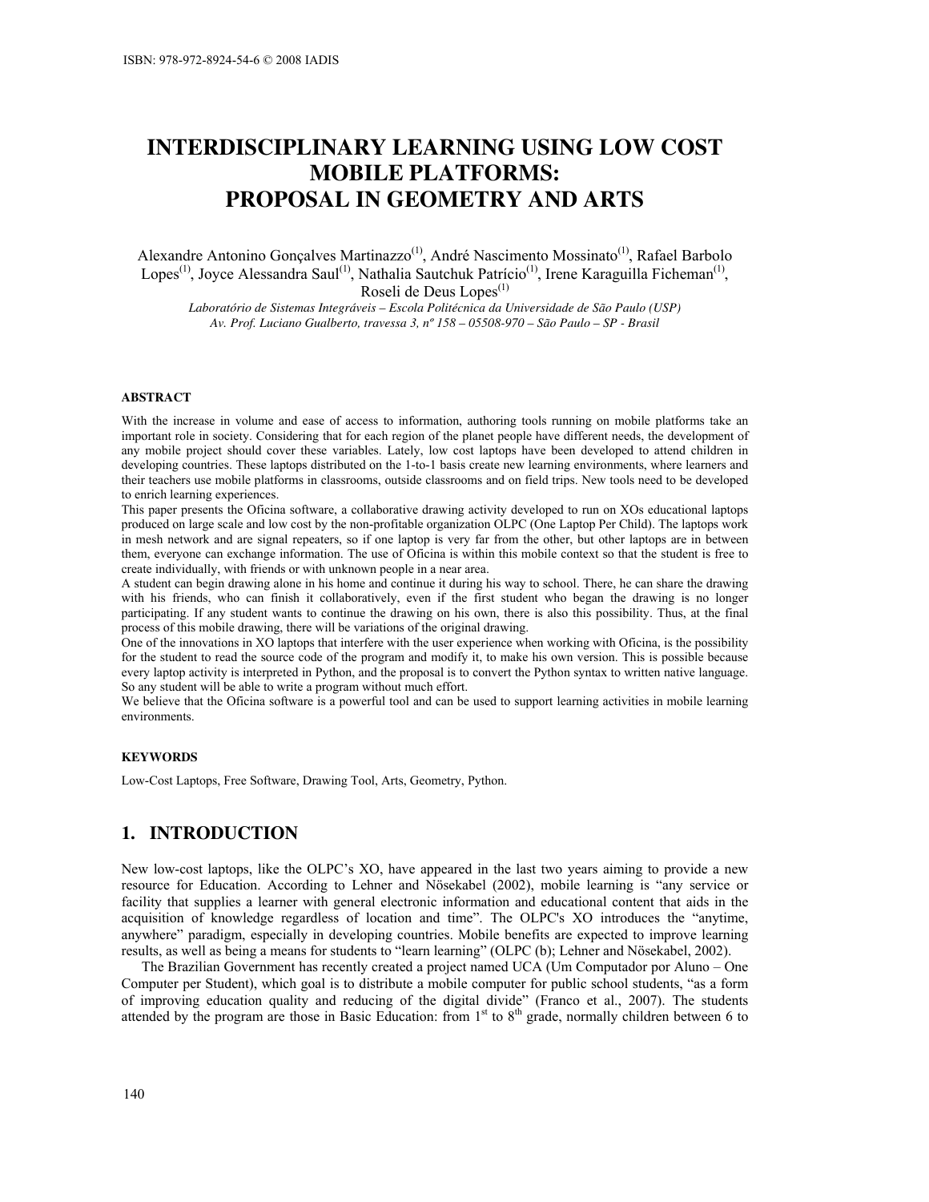# INTERDISCIPLINARY LEARNING USING LOW COST MOBILE PLATFORMS: PROPOSAL IN GEOMETRY AND ARTS

Alexandre Antonino Gonçalves Martinazzo[(1)], André Nascimento Mossinato[(1)], Rafael Barbolo Lopes[(1)], Joyce Alessandra Saul[(1)], Nathalia Sautchuk Patrício[(1)], Irene Karaguilla Ficheman[(1)], Roseli de Deus Lopes[(1)]

*Laboratório de Sistemas Integráveis – Escola Politécnica da Universidade de São Paulo (USP)*
*Av. Prof. Luciano Gualberto, travessa 3, nº 158 – 05508-970 – São Paulo – SP - Brasil*

#### ABSTRACT

With the increase in volume and ease of access to information, authoring tools running on mobile platforms take an important role in society. Considering that for each region of the planet people have different needs, the development of any mobile project should cover these variables. Lately, low cost laptops have been developed to attend children in developing countries. These laptops distributed on the 1-to-1 basis create new learning environments, where learners and their teachers use mobile platforms in classrooms, outside classrooms and on field trips. New tools need to be developed to enrich learning experiences.

This paper presents the Oficina software, a collaborative drawing activity developed to run on XOs educational laptops produced on large scale and low cost by the non-profitable organization OLPC (One Laptop Per Child). The laptops work in mesh network and are signal repeaters, so if one laptop is very far from the other, but other laptops are in between them, everyone can exchange information. The use of Oficina is within this mobile context so that the student is free to create individually, with friends or with unknown people in a near area.

A student can begin drawing alone in his home and continue it during his way to school. There, he can share the drawing with his friends, who can finish it collaboratively, even if the first student who began the drawing is no longer participating. If any student wants to continue the drawing on his own, there is also this possibility. Thus, at the final process of this mobile drawing, there will be variations of the original drawing.

One of the innovations in XO laptops that interfere with the user experience when working with Oficina, is the possibility for the student to read the source code of the program and modify it, to make his own version. This is possible because every laptop activity is interpreted in Python, and the proposal is to convert the Python syntax to written native language. So any student will be able to write a program without much effort.

We believe that the Oficina software is a powerful tool and can be used to support learning activities in mobile learning environments.

#### KEYWORDS

Low-Cost Laptops, Free Software, Drawing Tool, Arts, Geometry, Python.

## 1. INTRODUCTION

New low-cost laptops, like the OLPC's XO, have appeared in the last two years aiming to provide a new resource for Education. According to Lehner and Nösekabel (2002), mobile learning is "any service or facility that supplies a learner with general electronic information and educational content that aids in the acquisition of knowledge regardless of location and time". The OLPC's XO introduces the "anytime, anywhere" paradigm, especially in developing countries. Mobile benefits are expected to improve learning results, as well as being a means for students to "learn learning" (OLPC (b); Lehner and Nösekabel, 2002).

The Brazilian Government has recently created a project named UCA (Um Computador por Aluno – One Computer per Student), which goal is to distribute a mobile computer for public school students, "as a form of improving education quality and reducing of the digital divide" (Franco et al., 2007). The students attended by the program are those in Basic Education: from 1st to 8th grade, normally children between 6 to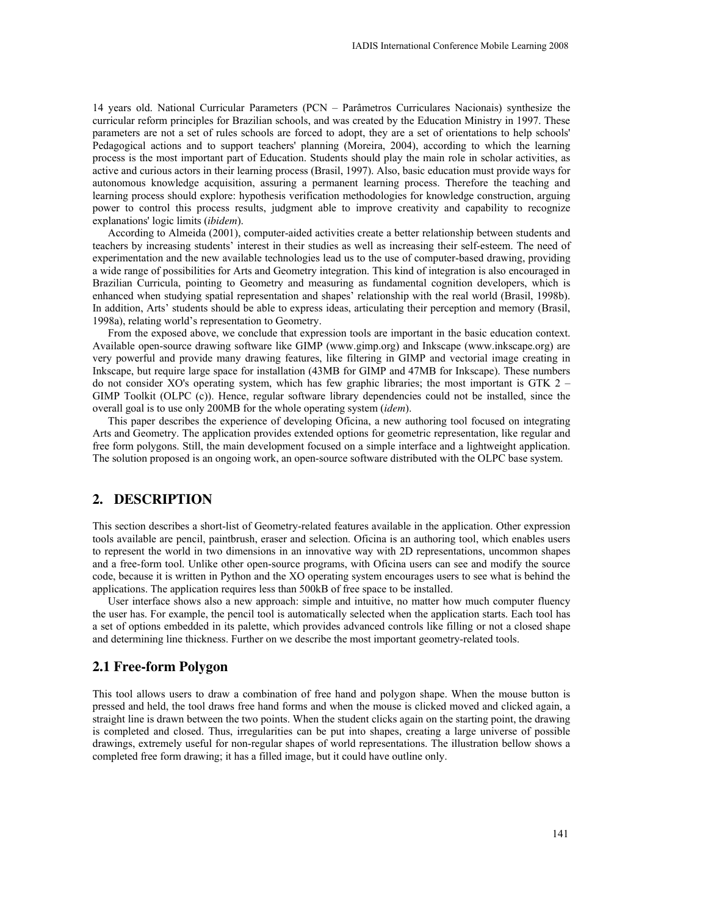14 years old. National Curricular Parameters (PCN – Parâmetros Curriculares Nacionais) synthesize the curricular reform principles for Brazilian schools, and was created by the Education Ministry in 1997. These parameters are not a set of rules schools are forced to adopt, they are a set of orientations to help schools' Pedagogical actions and to support teachers' planning (Moreira, 2004), according to which the learning process is the most important part of Education. Students should play the main role in scholar activities, as active and curious actors in their learning process (Brasil, 1997). Also, basic education must provide ways for autonomous knowledge acquisition, assuring a permanent learning process. Therefore the teaching and learning process should explore: hypothesis verification methodologies for knowledge construction, arguing power to control this process results, judgment able to improve creativity and capability to recognize explanations' logic limits (*ibidem*).

According to Almeida (2001), computer-aided activities create a better relationship between students and teachers by increasing students' interest in their studies as well as increasing their self-esteem. The need of experimentation and the new available technologies lead us to the use of computer-based drawing, providing a wide range of possibilities for Arts and Geometry integration. This kind of integration is also encouraged in Brazilian Curricula, pointing to Geometry and measuring as fundamental cognition developers, which is enhanced when studying spatial representation and shapes' relationship with the real world (Brasil, 1998b). In addition, Arts' students should be able to express ideas, articulating their perception and memory (Brasil, 1998a), relating world's representation to Geometry.

From the exposed above, we conclude that expression tools are important in the basic education context. Available open-source drawing software like GIMP (www.gimp.org) and Inkscape (www.inkscape.org) are very powerful and provide many drawing features, like filtering in GIMP and vectorial image creating in Inkscape, but require large space for installation (43MB for GIMP and 47MB for Inkscape). These numbers do not consider XO's operating system, which has few graphic libraries; the most important is GTK 2 – GIMP Toolkit (OLPC (c)). Hence, regular software library dependencies could not be installed, since the overall goal is to use only 200MB for the whole operating system (*idem*).

This paper describes the experience of developing Oficina, a new authoring tool focused on integrating Arts and Geometry. The application provides extended options for geometric representation, like regular and free form polygons. Still, the main development focused on a simple interface and a lightweight application. The solution proposed is an ongoing work, an open-source software distributed with the OLPC base system.

## 2. DESCRIPTION

This section describes a short-list of Geometry-related features available in the application. Other expression tools available are pencil, paintbrush, eraser and selection. Oficina is an authoring tool, which enables users to represent the world in two dimensions in an innovative way with 2D representations, uncommon shapes and a free-form tool. Unlike other open-source programs, with Oficina users can see and modify the source code, because it is written in Python and the XO operating system encourages users to see what is behind the applications. The application requires less than 500kB of free space to be installed.

User interface shows also a new approach: simple and intuitive, no matter how much computer fluency the user has. For example, the pencil tool is automatically selected when the application starts. Each tool has a set of options embedded in its palette, which provides advanced controls like filling or not a closed shape and determining line thickness. Further on we describe the most important geometry-related tools.

### 2.1 Free-form Polygon

This tool allows users to draw a combination of free hand and polygon shape. When the mouse button is pressed and held, the tool draws free hand forms and when the mouse is clicked moved and clicked again, a straight line is drawn between the two points. When the student clicks again on the starting point, the drawing is completed and closed. Thus, irregularities can be put into shapes, creating a large universe of possible drawings, extremely useful for non-regular shapes of world representations. The illustration bellow shows a completed free form drawing; it has a filled image, but it could have outline only.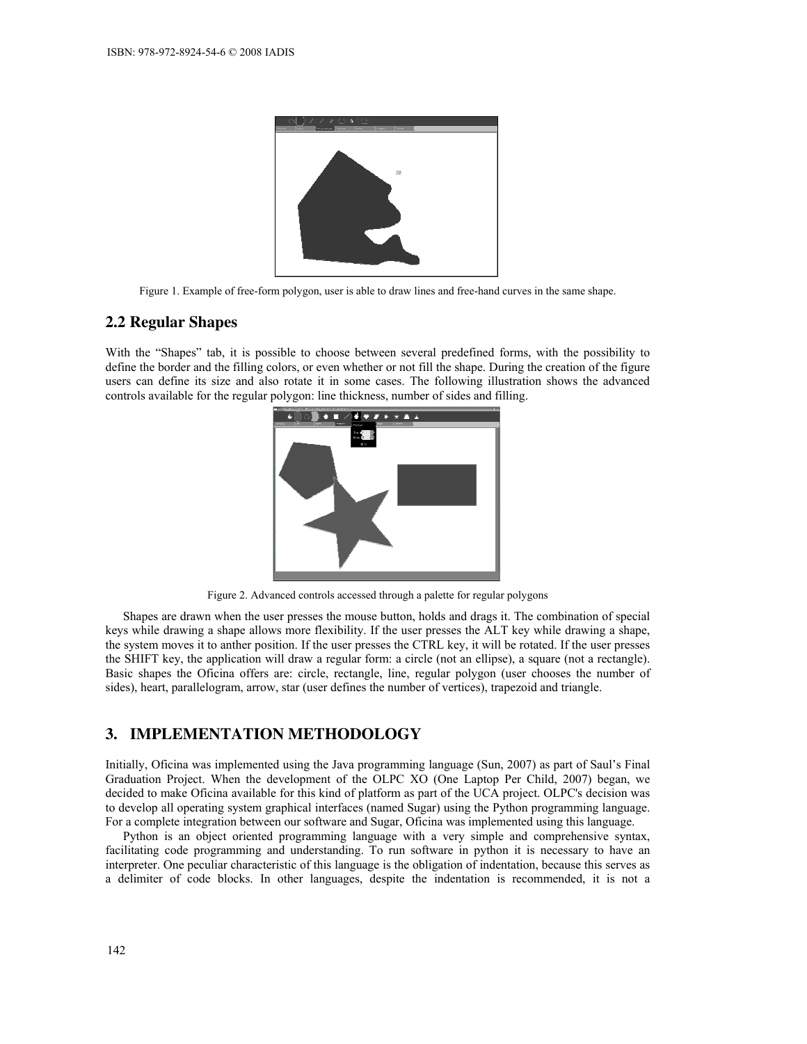Figure 1. Example of free-form polygon, user is able to draw lines and free-hand curves in the same shape.

## 2.2 Regular Shapes

With the "Shapes" tab, it is possible to choose between several predefined forms, with the possibility to define the border and the filling colors, or even whether or not fill the shape. During the creation of the figure users can define its size and also rotate it in some cases. The following illustration shows the advanced controls available for the regular polygon: line thickness, number of sides and filling.

Figure 2. Advanced controls accessed through a palette for regular polygons

Shapes are drawn when the user presses the mouse button, holds and drags it. The combination of special keys while drawing a shape allows more flexibility. If the user presses the ALT key while drawing a shape, the system moves it to anther position. If the user presses the CTRL key, it will be rotated. If the user presses the SHIFT key, the application will draw a regular form: a circle (not an ellipse), a square (not a rectangle). Basic shapes the Oficina offers are: circle, rectangle, line, regular polygon (user chooses the number of sides), heart, parallelogram, arrow, star (user defines the number of vertices), trapezoid and triangle.

# 3. IMPLEMENTATION METHODOLOGY

Initially, Oficina was implemented using the Java programming language (Sun, 2007) as part of Saul's Final Graduation Project. When the development of the OLPC XO (One Laptop Per Child, 2007) began, we decided to make Oficina available for this kind of platform as part of the UCA project. OLPC's decision was to develop all operating system graphical interfaces (named Sugar) using the Python programming language. For a complete integration between our software and Sugar, Oficina was implemented using this language.

Python is an object oriented programming language with a very simple and comprehensive syntax, facilitating code programming and understanding. To run software in python it is necessary to have an interpreter. One peculiar characteristic of this language is the obligation of indentation, because this serves as a delimiter of code blocks. In other languages, despite the indentation is recommended, it is not a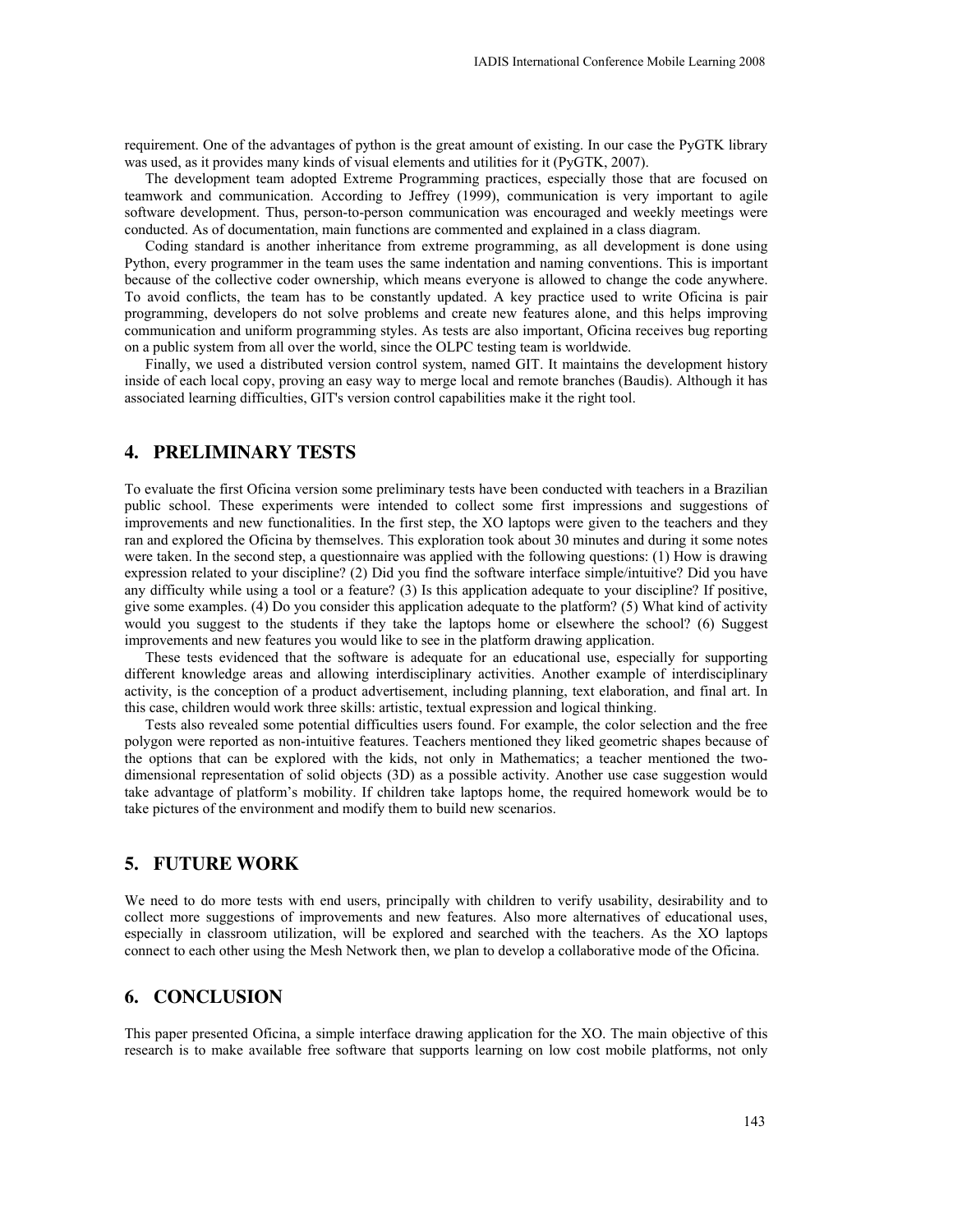requirement. One of the advantages of python is the great amount of existing. In our case the PyGTK library was used, as it provides many kinds of visual elements and utilities for it (PyGTK, 2007).

The development team adopted Extreme Programming practices, especially those that are focused on teamwork and communication. According to Jeffrey (1999), communication is very important to agile software development. Thus, person-to-person communication was encouraged and weekly meetings were conducted. As of documentation, main functions are commented and explained in a class diagram.

Coding standard is another inheritance from extreme programming, as all development is done using Python, every programmer in the team uses the same indentation and naming conventions. This is important because of the collective coder ownership, which means everyone is allowed to change the code anywhere. To avoid conflicts, the team has to be constantly updated. A key practice used to write Oficina is pair programming, developers do not solve problems and create new features alone, and this helps improving communication and uniform programming styles. As tests are also important, Oficina receives bug reporting on a public system from all over the world, since the OLPC testing team is worldwide.

Finally, we used a distributed version control system, named GIT. It maintains the development history inside of each local copy, proving an easy way to merge local and remote branches (Baudis). Although it has associated learning difficulties, GIT's version control capabilities make it the right tool.

## 4. PRELIMINARY TESTS

To evaluate the first Oficina version some preliminary tests have been conducted with teachers in a Brazilian public school. These experiments were intended to collect some first impressions and suggestions of improvements and new functionalities. In the first step, the XO laptops were given to the teachers and they ran and explored the Oficina by themselves. This exploration took about 30 minutes and during it some notes were taken. In the second step, a questionnaire was applied with the following questions: (1) How is drawing expression related to your discipline? (2) Did you find the software interface simple/intuitive? Did you have any difficulty while using a tool or a feature? (3) Is this application adequate to your discipline? If positive, give some examples. (4) Do you consider this application adequate to the platform? (5) What kind of activity would you suggest to the students if they take the laptops home or elsewhere the school? (6) Suggest improvements and new features you would like to see in the platform drawing application.

These tests evidenced that the software is adequate for an educational use, especially for supporting different knowledge areas and allowing interdisciplinary activities. Another example of interdisciplinary activity, is the conception of a product advertisement, including planning, text elaboration, and final art. In this case, children would work three skills: artistic, textual expression and logical thinking.

Tests also revealed some potential difficulties users found. For example, the color selection and the free polygon were reported as non-intuitive features. Teachers mentioned they liked geometric shapes because of the options that can be explored with the kids, not only in Mathematics; a teacher mentioned the two-dimensional representation of solid objects (3D) as a possible activity. Another use case suggestion would take advantage of platform's mobility. If children take laptops home, the required homework would be to take pictures of the environment and modify them to build new scenarios.

## 5. FUTURE WORK

We need to do more tests with end users, principally with children to verify usability, desirability and to collect more suggestions of improvements and new features. Also more alternatives of educational uses, especially in classroom utilization, will be explored and searched with the teachers. As the XO laptops connect to each other using the Mesh Network then, we plan to develop a collaborative mode of the Oficina.

## 6. CONCLUSION

This paper presented Oficina, a simple interface drawing application for the XO. The main objective of this research is to make available free software that supports learning on low cost mobile platforms, not only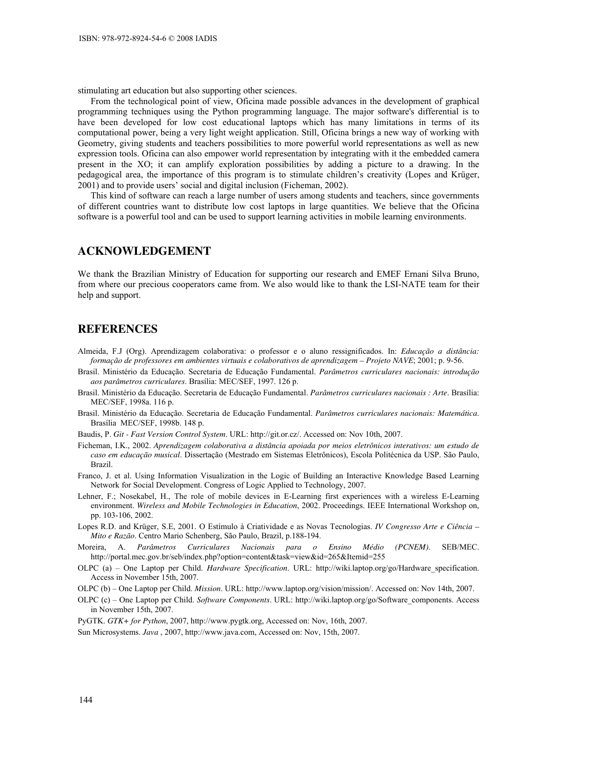stimulating art education but also supporting other sciences.

From the technological point of view, Oficina made possible advances in the development of graphical programming techniques using the Python programming language. The major software's differential is to have been developed for low cost educational laptops which has many limitations in terms of its computational power, being a very light weight application. Still, Oficina brings a new way of working with Geometry, giving students and teachers possibilities to more powerful world representations as well as new expression tools. Oficina can also empower world representation by integrating with it the embedded camera present in the XO; it can amplify exploration possibilities by adding a picture to a drawing. In the pedagogical area, the importance of this program is to stimulate children's creativity (Lopes and Krüger, 2001) and to provide users' social and digital inclusion (Ficheman, 2002).

This kind of software can reach a large number of users among students and teachers, since governments of different countries want to distribute low cost laptops in large quantities. We believe that the Oficina software is a powerful tool and can be used to support learning activities in mobile learning environments.

## ACKNOWLEDGEMENT

We thank the Brazilian Ministry of Education for supporting our research and EMEF Ernani Silva Bruno, from where our precious cooperators came from. We also would like to thank the LSI-NATE team for their help and support.

## REFERENCES

Almeida, F.J (Org). Aprendizagem colaborativa: o professor e o aluno ressignificados. In: *Educação a distância: formação de professores em ambientes virtuais e colaborativos de aprendizagem – Projeto NAVE*; 2001; p. 9-56.

Brasil. Ministério da Educação. Secretaria de Educação Fundamental. *Parâmetros curriculares nacionais: introdução aos parâmetros curriculares*. Brasília: MEC/SEF, 1997. 126 p.

Brasil. Ministério da Educação. Secretaria de Educação Fundamental. *Parâmetros curriculares nacionais : Arte*. Brasília: MEC/SEF, 1998a. 116 p.

Brasil. Ministério da Educação. Secretaria de Educação Fundamental. *Parâmetros curriculares nacionais: Matemática*. Brasília MEC/SEF, 1998b. 148 p.

Baudis, P. *Git - Fast Version Control System*. URL: http://git.or.cz/. Accessed on: Nov 10th, 2007.

Ficheman, I.K., 2002. *Aprendizagem colaborativa a distância apoiada por meios eletrônicos interativos: um estudo de caso em educação musical*. Dissertação (Mestrado em Sistemas Eletrônicos), Escola Politécnica da USP. São Paulo, Brazil.

Franco, J. et al. Using Information Visualization in the Logic of Building an Interactive Knowledge Based Learning Network for Social Development. Congress of Logic Applied to Technology, 2007.

Lehner, F.; Nosekabel, H., The role of mobile devices in E-Learning first experiences with a wireless E-Learning environment. *Wireless and Mobile Technologies in Education*, 2002. Proceedings. IEEE International Workshop on, pp. 103-106, 2002.

Lopes R.D. and Krüger, S.E, 2001. O Estímulo à Criatividade e as Novas Tecnologias. *IV Congresso Arte e Ciência – Mito e Razão*. Centro Mario Schenberg, São Paulo, Brazil, p.188-194.

Moreira, A. *Parâmetros Curriculares Nacionais para o Ensino Médio (PCNEM)*. SEB/MEC. http://portal.mec.gov.br/seb/index.php?option=content&task=view&id=265&Itemid=255

OLPC (a) – One Laptop per Child. *Hardware Specification*. URL: http://wiki.laptop.org/go/Hardware_specification. Access in November 15th, 2007.

OLPC (b) – One Laptop per Child. *Mission*. URL: http://www.laptop.org/vision/mission/. Accessed on: Nov 14th, 2007.

OLPC (c) – One Laptop per Child. *Software Components*. URL: http://wiki.laptop.org/go/Software_components. Access in November 15th, 2007.

PyGTK. *GTK+ for Python*, 2007, http://www.pygtk.org, Accessed on: Nov, 16th, 2007.

Sun Microsystems. *Java* , 2007, http://www.java.com, Accessed on: Nov, 15th, 2007.